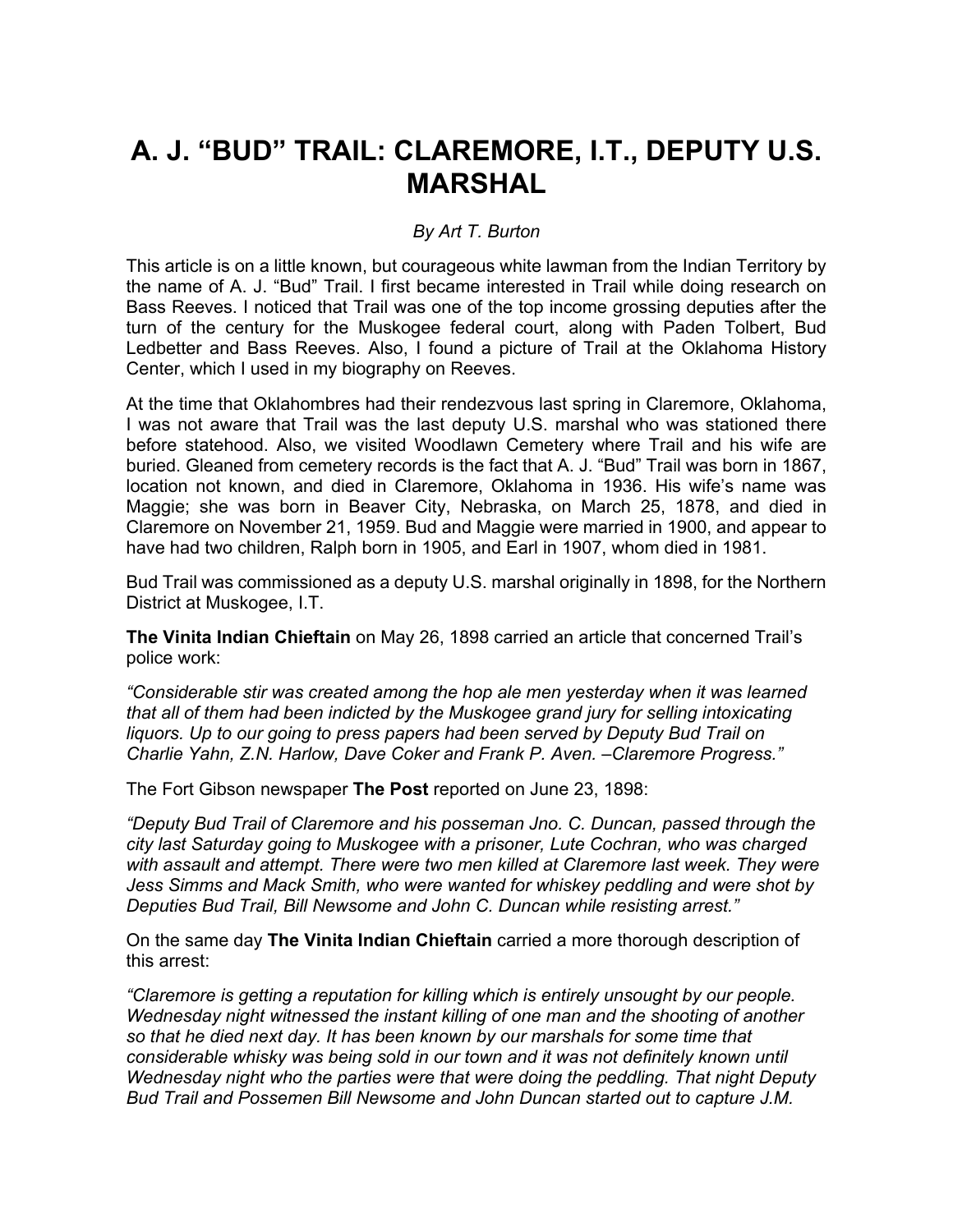# A. J. "BUD" TRAIL: CLAREMORE, I.T., DEPUTY U.S. MARSHAL

*By Art T. Burton*

This article is on a little known, but courageous white lawman from the Indian Territory by the name of A. J. "Bud" Trail. I first became interested in Trail while doing research on Bass Reeves. I noticed that Trail was one of the top income grossing deputies after the turn of the century for the Muskogee federal court, along with Paden Tolbert, Bud Ledbetter and Bass Reeves. Also, I found a picture of Trail at the Oklahoma History Center, which I used in my biography on Reeves.

At the time that Oklahombres had their rendezvous last spring in Claremore, Oklahoma, I was not aware that Trail was the last deputy U.S. marshal who was stationed there before statehood. Also, we visited Woodlawn Cemetery where Trail and his wife are buried. Gleaned from cemetery records is the fact that A. J. "Bud" Trail was born in 1867, location not known, and died in Claremore, Oklahoma in 1936. His wife's name was Maggie; she was born in Beaver City, Nebraska, on March 25, 1878, and died in Claremore on November 21, 1959. Bud and Maggie were married in 1900, and appear to have had two children, Ralph born in 1905, and Earl in 1907, whom died in 1981.

Bud Trail was commissioned as a deputy U.S. marshal originally in 1898, for the Northern District at Muskogee, I.T.

**The Vinita Indian Chieftain** on May 26, 1898 carried an article that concerned Trail's police work:

*"Considerable stir was created among the hop ale men yesterday when it was learned that all of them had been indicted by the Muskogee grand jury for selling intoxicating liquors. Up to our going to press papers had been served by Deputy Bud Trail on Charlie Yahn, Z.N. Harlow, Dave Coker and Frank P. Aven. –Claremore Progress."*

The Fort Gibson newspaper **The Post** reported on June 23, 1898:

*"Deputy Bud Trail of Claremore and his posseman Jno. C. Duncan, passed through the city last Saturday going to Muskogee with a prisoner, Lute Cochran, who was charged with assault and attempt. There were two men killed at Claremore last week. They were Jess Simms and Mack Smith, who were wanted for whiskey peddling and were shot by Deputies Bud Trail, Bill Newsome and John C. Duncan while resisting arrest."*

On the same day **The Vinita Indian Chieftain** carried a more thorough description of this arrest:

*"Claremore is getting a reputation for killing which is entirely unsought by our people. Wednesday night witnessed the instant killing of one man and the shooting of another so that he died next day. It has been known by our marshals for some time that considerable whisky was being sold in our town and it was not definitely known until Wednesday night who the parties were that were doing the peddling. That night Deputy Bud Trail and Possemen Bill Newsome and John Duncan started out to capture J.M.*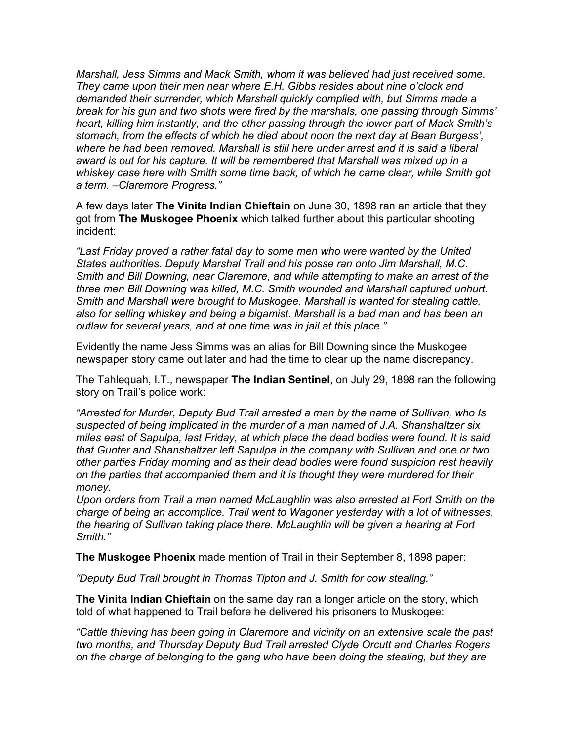*Marshall, Jess Simms and Mack Smith, whom it was believed had just received some. They came upon their men near where E.H. Gibbs resides about nine o'clock and demanded their surrender, which Marshall quickly complied with, but Simms made a break for his gun and two shots were fired by the marshals, one passing through Simms' heart, killing him instantly, and the other passing through the lower part of Mack Smith's stomach, from the effects of which he died about noon the next day at Bean Burgess', where he had been removed. Marshall is still here under arrest and it is said a liberal award is out for his capture. It will be remembered that Marshall was mixed up in a whiskey case here with Smith some time back, of which he came clear, while Smith got a term. –Claremore Progress."*

A few days later **The Vinita Indian Chieftain** on June 30, 1898 ran an article that they got from **The Muskogee Phoenix** which talked further about this particular shooting incident:

*"Last Friday proved a rather fatal day to some men who were wanted by the United States authorities. Deputy Marshal Trail and his posse ran onto Jim Marshall, M.C. Smith and Bill Downing, near Claremore, and while attempting to make an arrest of the three men Bill Downing was killed, M.C. Smith wounded and Marshall captured unhurt. Smith and Marshall were brought to Muskogee. Marshall is wanted for stealing cattle, also for selling whiskey and being a bigamist. Marshall is a bad man and has been an outlaw for several years, and at one time was in jail at this place."*

Evidently the name Jess Simms was an alias for Bill Downing since the Muskogee newspaper story came out later and had the time to clear up the name discrepancy.

The Tahlequah, I.T., newspaper **The Indian Sentinel**, on July 29, 1898 ran the following story on Trail's police work:

*"Arrested for Murder, Deputy Bud Trail arrested a man by the name of Sullivan, who Is suspected of being implicated in the murder of a man named of J.A. Shanshaltzer six miles east of Sapulpa, last Friday, at which place the dead bodies were found. It is said that Gunter and Shanshaltzer left Sapulpa in the company with Sullivan and one or two other parties Friday morning and as their dead bodies were found suspicion rest heavily on the parties that accompanied them and it is thought they were murdered for their money.*
*Upon orders from Trail a man named McLaughlin was also arrested at Fort Smith on the charge of being an accomplice. Trail went to Wagoner yesterday with a lot of witnesses, the hearing of Sullivan taking place there. McLaughlin will be given a hearing at Fort Smith."*

**The Muskogee Phoenix** made mention of Trail in their September 8, 1898 paper:

*"Deputy Bud Trail brought in Thomas Tipton and J. Smith for cow stealing."*

**The Vinita Indian Chieftain** on the same day ran a longer article on the story, which told of what happened to Trail before he delivered his prisoners to Muskogee:

*"Cattle thieving has been going in Claremore and vicinity on an extensive scale the past two months, and Thursday Deputy Bud Trail arrested Clyde Orcutt and Charles Rogers on the charge of belonging to the gang who have been doing the stealing, but they are*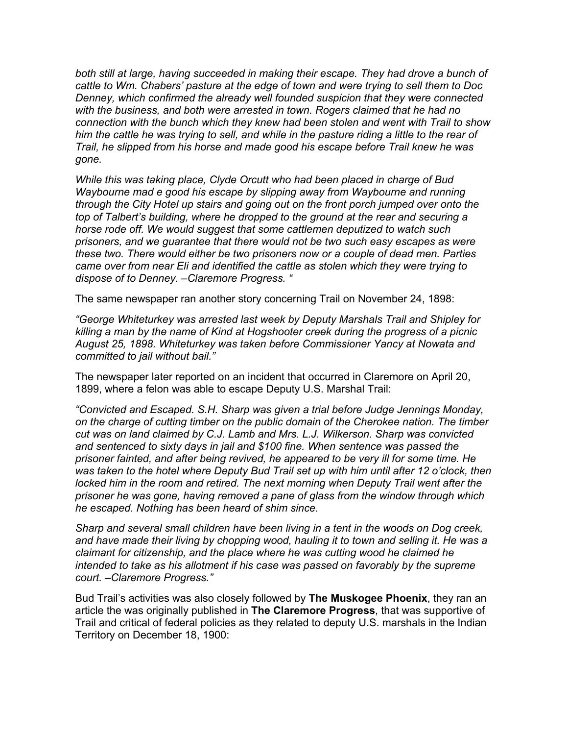*both still at large, having succeeded in making their escape. They had drove a bunch of cattle to Wm. Chabers' pasture at the edge of town and were trying to sell them to Doc Denney, which confirmed the already well founded suspicion that they were connected with the business, and both were arrested in town. Rogers claimed that he had no connection with the bunch which they knew had been stolen and went with Trail to show him the cattle he was trying to sell, and while in the pasture riding a little to the rear of Trail, he slipped from his horse and made good his escape before Trail knew he was gone.*

*While this was taking place, Clyde Orcutt who had been placed in charge of Bud Waybourne mad e good his escape by slipping away from Waybourne and running through the City Hotel up stairs and going out on the front porch jumped over onto the top of Talbert's building, where he dropped to the ground at the rear and securing a horse rode off. We would suggest that some cattlemen deputized to watch such prisoners, and we guarantee that there would not be two such easy escapes as were these two. There would either be two prisoners now or a couple of dead men. Parties came over from near Eli and identified the cattle as stolen which they were trying to dispose of to Denney. –Claremore Progress. "*

The same newspaper ran another story concerning Trail on November 24, 1898:

*"George Whiteturkey was arrested last week by Deputy Marshals Trail and Shipley for killing a man by the name of Kind at Hogshooter creek during the progress of a picnic August 25, 1898. Whiteturkey was taken before Commissioner Yancy at Nowata and committed to jail without bail."*

The newspaper later reported on an incident that occurred in Claremore on April 20, 1899, where a felon was able to escape Deputy U.S. Marshal Trail:

*"Convicted and Escaped. S.H. Sharp was given a trial before Judge Jennings Monday, on the charge of cutting timber on the public domain of the Cherokee nation. The timber cut was on land claimed by C.J. Lamb and Mrs. L.J. Wilkerson. Sharp was convicted and sentenced to sixty days in jail and $100 fine. When sentence was passed the prisoner fainted, and after being revived, he appeared to be very ill for some time. He was taken to the hotel where Deputy Bud Trail set up with him until after 12 o'clock, then locked him in the room and retired. The next morning when Deputy Trail went after the prisoner he was gone, having removed a pane of glass from the window through which he escaped. Nothing has been heard of shim since.*

*Sharp and several small children have been living in a tent in the woods on Dog creek, and have made their living by chopping wood, hauling it to town and selling it. He was a claimant for citizenship, and the place where he was cutting wood he claimed he intended to take as his allotment if his case was passed on favorably by the supreme court. –Claremore Progress."*

Bud Trail's activities was also closely followed by **The Muskogee Phoenix**, they ran an article the was originally published in **The Claremore Progress**, that was supportive of Trail and critical of federal policies as they related to deputy U.S. marshals in the Indian Territory on December 18, 1900: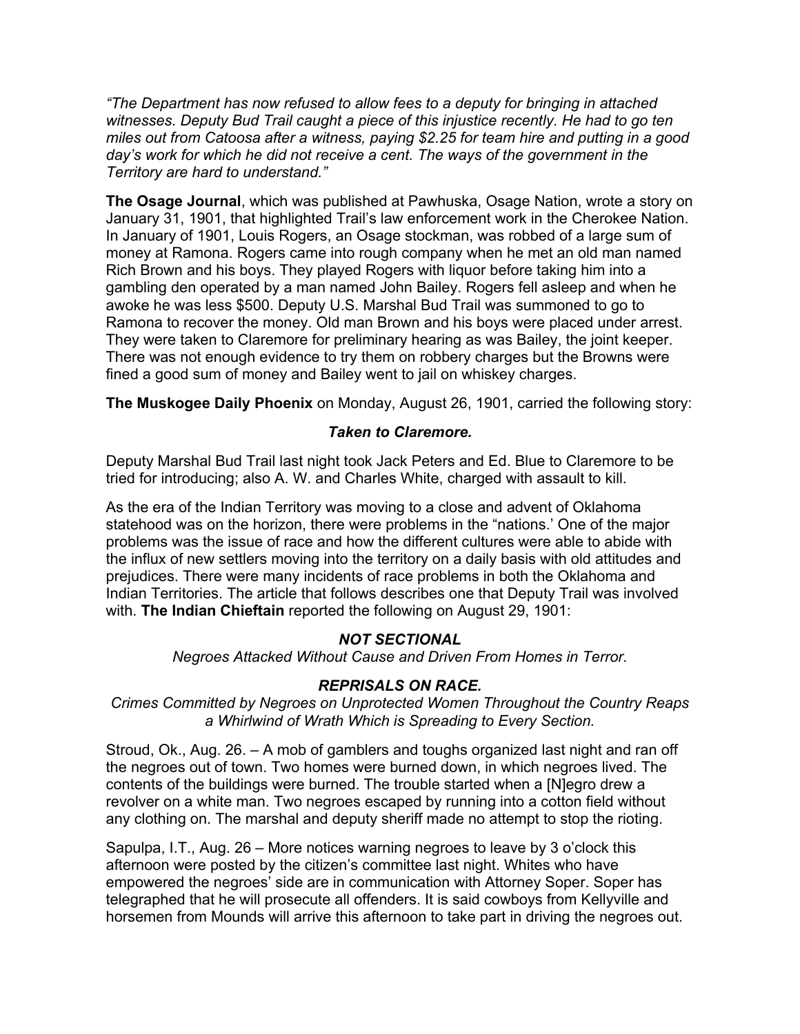*"The Department has now refused to allow fees to a deputy for bringing in attached witnesses. Deputy Bud Trail caught a piece of this injustice recently. He had to go ten miles out from Catoosa after a witness, paying $2.25 for team hire and putting in a good day's work for which he did not receive a cent. The ways of the government in the Territory are hard to understand."*

**The Osage Journal**, which was published at Pawhuska, Osage Nation, wrote a story on January 31, 1901, that highlighted Trail's law enforcement work in the Cherokee Nation. In January of 1901, Louis Rogers, an Osage stockman, was robbed of a large sum of money at Ramona. Rogers came into rough company when he met an old man named Rich Brown and his boys. They played Rogers with liquor before taking him into a gambling den operated by a man named John Bailey. Rogers fell asleep and when he awoke he was less $500. Deputy U.S. Marshal Bud Trail was summoned to go to Ramona to recover the money. Old man Brown and his boys were placed under arrest. They were taken to Claremore for preliminary hearing as was Bailey, the joint keeper. There was not enough evidence to try them on robbery charges but the Browns were fined a good sum of money and Bailey went to jail on whiskey charges.

**The Muskogee Daily Phoenix** on Monday, August 26, 1901, carried the following story:

***Taken to Claremore.***

Deputy Marshal Bud Trail last night took Jack Peters and Ed. Blue to Claremore to be tried for introducing; also A. W. and Charles White, charged with assault to kill.

As the era of the Indian Territory was moving to a close and advent of Oklahoma statehood was on the horizon, there were problems in the "nations.' One of the major problems was the issue of race and how the different cultures were able to abide with the influx of new settlers moving into the territory on a daily basis with old attitudes and prejudices. There were many incidents of race problems in both the Oklahoma and Indian Territories. The article that follows describes one that Deputy Trail was involved with. **The Indian Chieftain** reported the following on August 29, 1901:

***NOT SECTIONAL***

*Negroes Attacked Without Cause and Driven From Homes in Terror.*

***REPRISALS ON RACE.***

*Crimes Committed by Negroes on Unprotected Women Throughout the Country Reaps a Whirlwind of Wrath Which is Spreading to Every Section.*

Stroud, Ok., Aug. 26. – A mob of gamblers and toughs organized last night and ran off the negroes out of town. Two homes were burned down, in which negroes lived. The contents of the buildings were burned. The trouble started when a [N]egro drew a revolver on a white man. Two negroes escaped by running into a cotton field without any clothing on. The marshal and deputy sheriff made no attempt to stop the rioting.

Sapulpa, I.T., Aug. 26 – More notices warning negroes to leave by 3 o'clock this afternoon were posted by the citizen's committee last night. Whites who have empowered the negroes' side are in communication with Attorney Soper. Soper has telegraphed that he will prosecute all offenders. It is said cowboys from Kellyville and horsemen from Mounds will arrive this afternoon to take part in driving the negroes out.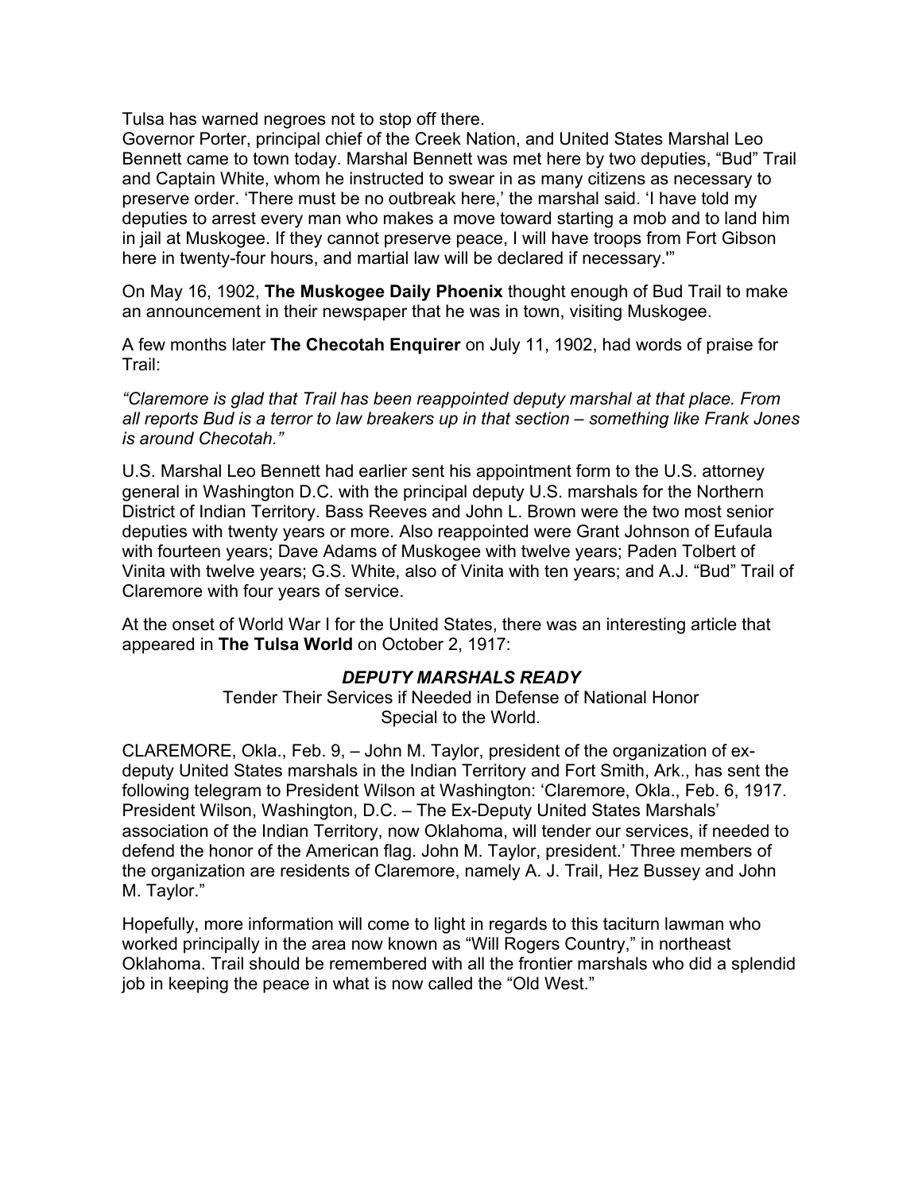Tulsa has warned negroes not to stop off there.
Governor Porter, principal chief of the Creek Nation, and United States Marshal Leo Bennett came to town today. Marshal Bennett was met here by two deputies, "Bud" Trail and Captain White, whom he instructed to swear in as many citizens as necessary to preserve order. 'There must be no outbreak here,' the marshal said. 'I have told my deputies to arrest every man who makes a move toward starting a mob and to land him in jail at Muskogee. If they cannot preserve peace, I will have troops from Fort Gibson here in twenty-four hours, and martial law will be declared if necessary.'"

On May 16, 1902, **The Muskogee Daily Phoenix** thought enough of Bud Trail to make an announcement in their newspaper that he was in town, visiting Muskogee.

A few months later **The Checotah Enquirer** on July 11, 1902, had words of praise for Trail:

*"Claremore is glad that Trail has been reappointed deputy marshal at that place. From all reports Bud is a terror to law breakers up in that section – something like Frank Jones is around Checotah."*

U.S. Marshal Leo Bennett had earlier sent his appointment form to the U.S. attorney general in Washington D.C. with the principal deputy U.S. marshals for the Northern District of Indian Territory. Bass Reeves and John L. Brown were the two most senior deputies with twenty years or more. Also reappointed were Grant Johnson of Eufaula with fourteen years; Dave Adams of Muskogee with twelve years; Paden Tolbert of Vinita with twelve years; G.S. White, also of Vinita with ten years; and A.J. "Bud" Trail of Claremore with four years of service.

At the onset of World War I for the United States, there was an interesting article that appeared in **The Tulsa World** on October 2, 1917:

### *DEPUTY MARSHALS READY*

Tender Their Services if Needed in Defense of National Honor
Special to the World.

CLAREMORE, Okla., Feb. 9, – John M. Taylor, president of the organization of ex-deputy United States marshals in the Indian Territory and Fort Smith, Ark., has sent the following telegram to President Wilson at Washington: 'Claremore, Okla., Feb. 6, 1917. President Wilson, Washington, D.C. – The Ex-Deputy United States Marshals' association of the Indian Territory, now Oklahoma, will tender our services, if needed to defend the honor of the American flag. John M. Taylor, president.' Three members of the organization are residents of Claremore, namely A. J. Trail, Hez Bussey and John M. Taylor."

Hopefully, more information will come to light in regards to this taciturn lawman who worked principally in the area now known as "Will Rogers Country," in northeast Oklahoma. Trail should be remembered with all the frontier marshals who did a splendid job in keeping the peace in what is now called the "Old West."